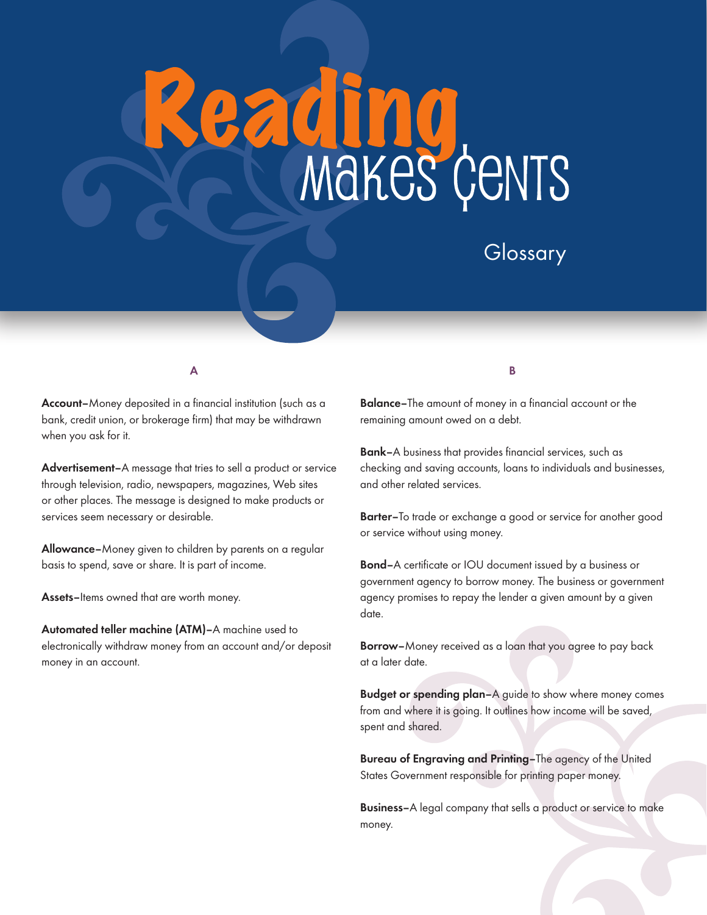# Reading Makes Cents

## Glossary

### A

**Account–**Money deposited in a financial institution (such as a bank, credit union, or brokerage firm) that may be withdrawn when you ask for it.

**Advertisement–**A message that tries to sell a product or service through television, radio, newspapers, magazines, Web sites or other places. The message is designed to make products or services seem necessary or desirable.

**Allowance–**Money given to children by parents on a regular basis to spend, save or share. It is part of income.

**Assets–**Items owned that are worth money.

**Automated teller machine (ATM)–**A machine used to electronically withdraw money from an account and/or deposit money in an account.

### B

**Balance–**The amount of money in a financial account or the remaining amount owed on a debt.

**Bank–**A business that provides financial services, such as checking and saving accounts, loans to individuals and businesses, and other related services.

**Barter–**To trade or exchange a good or service for another good or service without using money.

**Bond–**A certificate or IOU document issued by a business or government agency to borrow money. The business or government agency promises to repay the lender a given amount by a given date.

**Borrow–**Money received as a loan that you agree to pay back at a later date.

**Budget or spending plan–**A guide to show where money comes from and where it is going. It outlines how income will be saved, spent and shared.

**Bureau of Engraving and Printing–**The agency of the United States Government responsible for printing paper money.

**Business–**A legal company that sells a product or service to make money.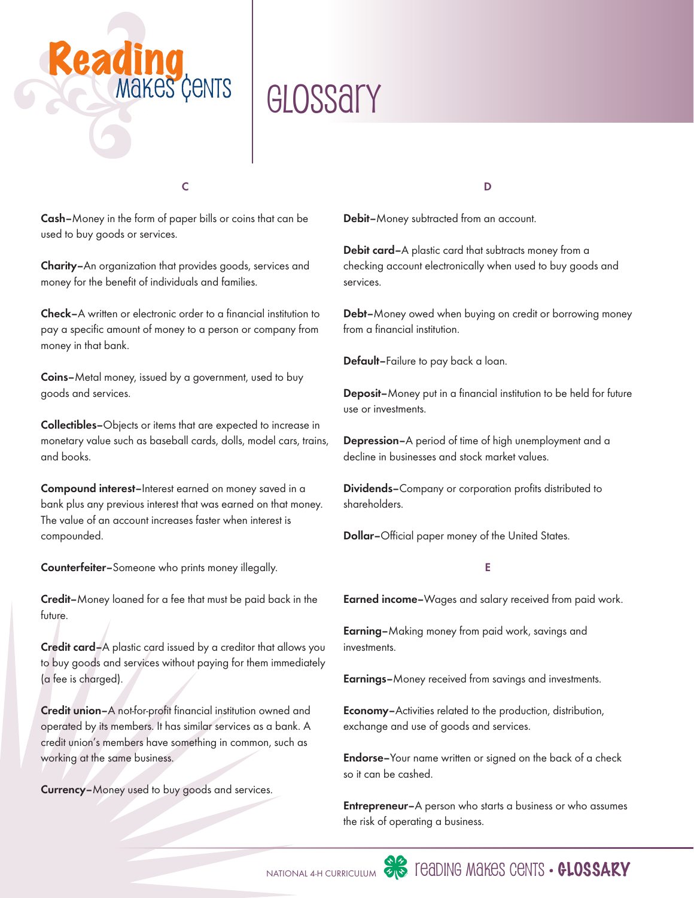# Glossary

## C

**Cash**–Money in the form of paper bills or coins that can be used to buy goods or services.

**Charity**–An organization that provides goods, services and money for the benefit of individuals and families.

**Check**–A written or electronic order to a financial institution to pay a specific amount of money to a person or company from money in that bank.

**Coins**–Metal money, issued by a government, used to buy goods and services.

**Collectibles**–Objects or items that are expected to increase in monetary value such as baseball cards, dolls, model cars, trains, and books.

**Compound interest**–Interest earned on money saved in a bank plus any previous interest that was earned on that money. The value of an account increases faster when interest is compounded.

**Counterfeiter**–Someone who prints money illegally.

**Credit**–Money loaned for a fee that must be paid back in the future.

**Credit card**–A plastic card issued by a creditor that allows you to buy goods and services without paying for them immediately (a fee is charged).

**Credit union**–A not-for-profit financial institution owned and operated by its members. It has similar services as a bank. A credit union's members have something in common, such as working at the same business.

**Currency**–Money used to buy goods and services.

## D

**Debit**–Money subtracted from an account.

**Debit card**–A plastic card that subtracts money from a checking account electronically when used to buy goods and services.

**Debt**–Money owed when buying on credit or borrowing money from a financial institution.

**Default**–Failure to pay back a loan.

**Deposit**–Money put in a financial institution to be held for future use or investments.

**Depression**–A period of time of high unemployment and a decline in businesses and stock market values.

**Dividends**–Company or corporation profits distributed to shareholders.

**Dollar**–Official paper money of the United States.

## E

**Earned income**–Wages and salary received from paid work.

**Earning**–Making money from paid work, savings and investments.

**Earnings**–Money received from savings and investments.

**Economy**–Activities related to the production, distribution, exchange and use of goods and services.

**Endorse**–Your name written or signed on the back of a check so it can be cashed.

**Entrepreneur**–A person who starts a business or who assumes the risk of operating a business.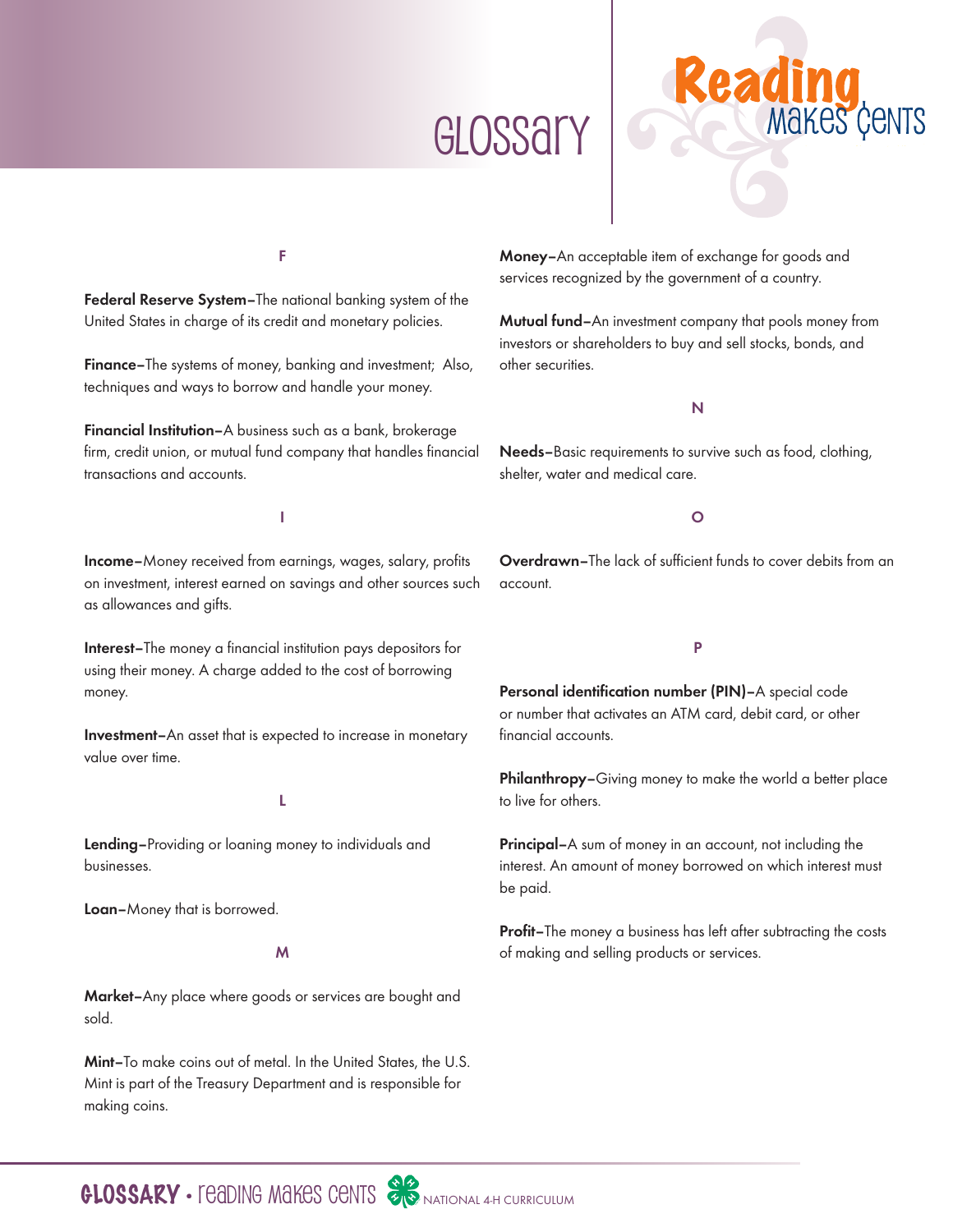# Glossary

### F

**Federal Reserve System**–The national banking system of the United States in charge of its credit and monetary policies.

**Finance**–The systems of money, banking and investment;  Also, techniques and ways to borrow and handle your money.

**Financial Institution**–A business such as a bank, brokerage firm, credit union, or mutual fund company that handles financial transactions and accounts.

### I

**Income**–Money received from earnings, wages, salary, profits on investment, interest earned on savings and other sources such as allowances and gifts.

**Interest**–The money a financial institution pays depositors for using their money. A charge added to the cost of borrowing money.

**Investment**–An asset that is expected to increase in monetary value over time.

### L

**Lending**–Providing or loaning money to individuals and businesses.

**Loan**–Money that is borrowed.

### M

**Market**–Any place where goods or services are bought and sold.

**Mint**–To make coins out of metal. In the United States, the U.S. Mint is part of the Treasury Department and is responsible for making coins.

**Money**–An acceptable item of exchange for goods and services recognized by the government of a country.

**Mutual fund**–An investment company that pools money from investors or shareholders to buy and sell stocks, bonds, and other securities.

### N

**Needs**–Basic requirements to survive such as food, clothing, shelter, water and medical care.

### O

**Overdrawn**–The lack of sufficient funds to cover debits from an account.

### P

**Personal identification number (PIN)**–A special code or number that activates an ATM card, debit card, or other financial accounts.

**Philanthropy**–Giving money to make the world a better place to live for others.

**Principal**–A sum of money in an account, not including the interest. An amount of money borrowed on which interest must be paid.

**Profit**–The money a business has left after subtracting the costs of making and selling products or services.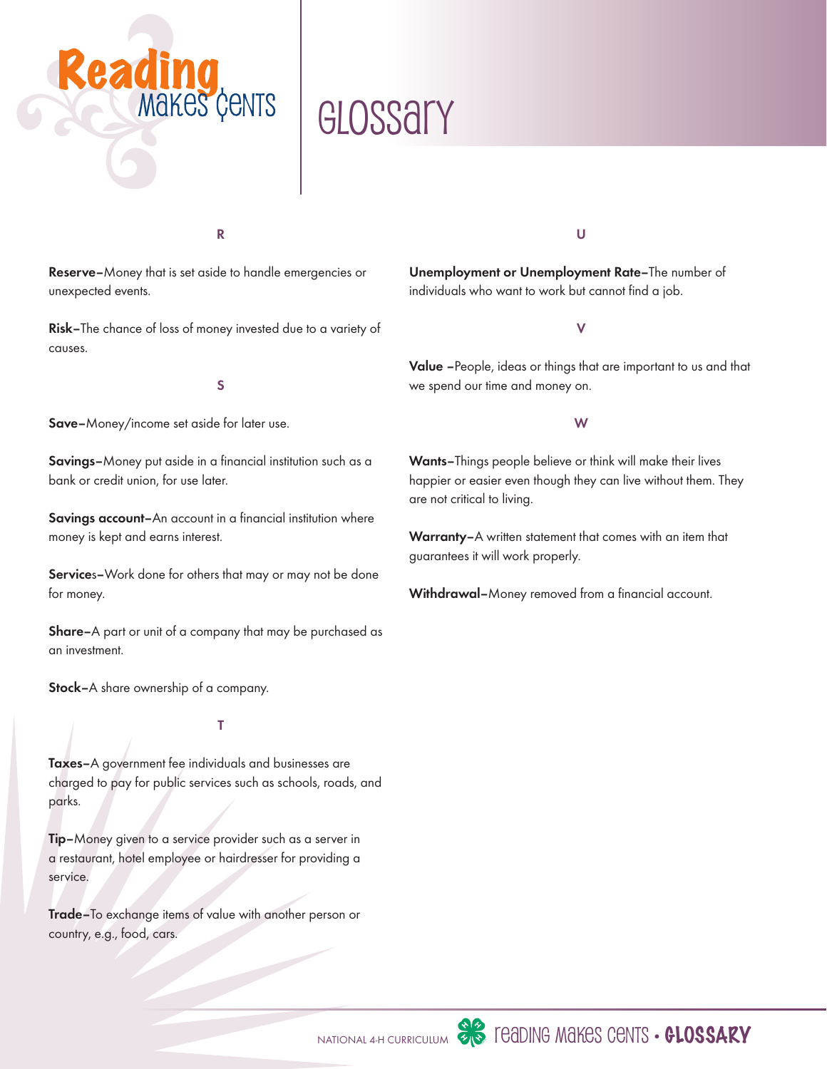# Glossary

### R

**Reserve**–Money that is set aside to handle emergencies or unexpected events.

**Risk**–The chance of loss of money invested due to a variety of causes.

### S

**Save**–Money/income set aside for later use.

**Savings**–Money put aside in a financial institution such as a bank or credit union, for use later.

**Savings account**–An account in a financial institution where money is kept and earns interest.

**Service**s–Work done for others that may or may not be done for money.

**Share**–A part or unit of a company that may be purchased as an investment.

**Stock**–A share ownership of a company.

### T

**Taxes**–A government fee individuals and businesses are charged to pay for public services such as schools, roads, and parks.

**Tip**–Money given to a service provider such as a server in a restaurant, hotel employee or hairdresser for providing a service.

**Trade**–To exchange items of value with another person or country, e.g., food, cars.

### U

**Unemployment or Unemployment Rate**–The number of individuals who want to work but cannot find a job.

### V

**Value** –People, ideas or things that are important to us and that we spend our time and money on.

### W

**Wants**–Things people believe or think will make their lives happier or easier even though they can live without them. They are not critical to living.

**Warranty**–A written statement that comes with an item that guarantees it will work properly.

**Withdrawal**–Money removed from a financial account.